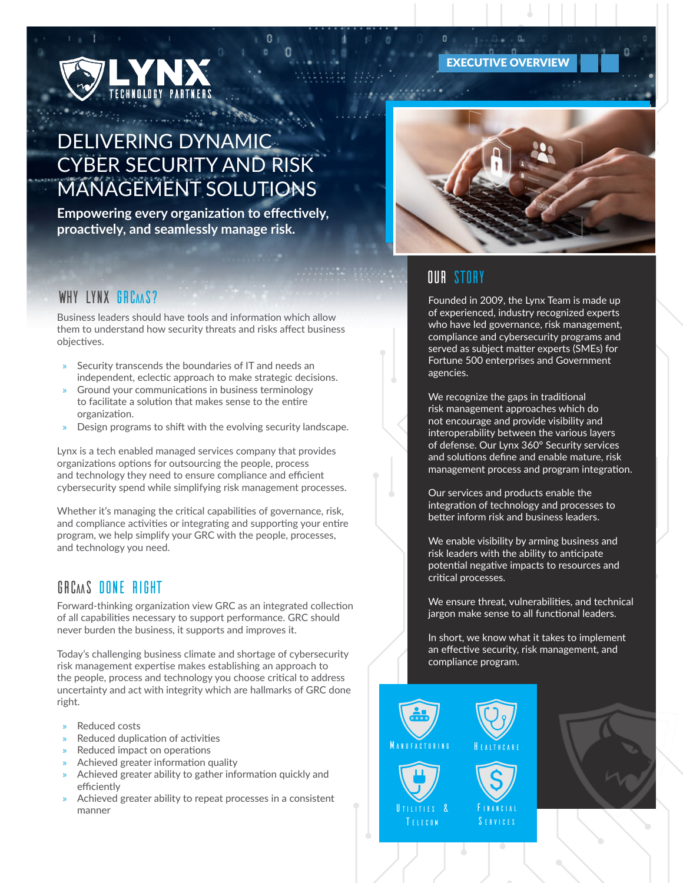LYNX TECHNOLOGY PARTNERS

EXECUTIVE OVERVIEW

# DELIVERING DYNAMIC CYBER SECURITY AND RISK MANAGEMENT SOLUTIONS

**Empowering every organization to effectively, proactively, and seamlessly manage risk.**

## WHY LYNX GRCaaS?

Business leaders should have tools and information which allow them to understand how security threats and risks affect business objectives.

- Security transcends the boundaries of IT and needs an independent, eclectic approach to make strategic decisions.
- Ground your communications in business terminology to facilitate a solution that makes sense to the entire organization.
- Design programs to shift with the evolving security landscape.

Lynx is a tech enabled managed services company that provides organizations options for outsourcing the people, process and technology they need to ensure compliance and efficient cybersecurity spend while simplifying risk management processes.

Whether it's managing the critical capabilities of governance, risk, and compliance activities or integrating and supporting your entire program, we help simplify your GRC with the people, processes, and technology you need.

## GRCaaS DONE RIGHT

Forward-thinking organization view GRC as an integrated collection of all capabilities necessary to support performance. GRC should never burden the business, it supports and improves it.

Today's challenging business climate and shortage of cybersecurity risk management expertise makes establishing an approach to the people, process and technology you choose critical to address uncertainty and act with integrity which are hallmarks of GRC done right.

- Reduced costs
- Reduced duplication of activities
- Reduced impact on operations
- Achieved greater information quality
- Achieved greater ability to gather information quickly and efficiently
- Achieved greater ability to repeat processes in a consistent manner

## OUR STORY

Founded in 2009, the Lynx Team is made up of experienced, industry recognized experts who have led governance, risk management, compliance and cybersecurity programs and served as subject matter experts (SMEs) for Fortune 500 enterprises and Government agencies.

We recognize the gaps in traditional risk management approaches which do not encourage and provide visibility and interoperability between the various layers of defense. Our Lynx 360° Security services and solutions define and enable mature, risk management process and program integration.

Our services and products enable the integration of technology and processes to better inform risk and business leaders.

We enable visibility by arming business and risk leaders with the ability to anticipate potential negative impacts to resources and critical processes.

We ensure threat, vulnerabilities, and technical jargon make sense to all functional leaders.

In short, we know what it takes to implement an effective security, risk management, and compliance program.

MANUFACTURING

HEALTHCARE

UTILITIES & TELECOM

FINANCIAL SERVICES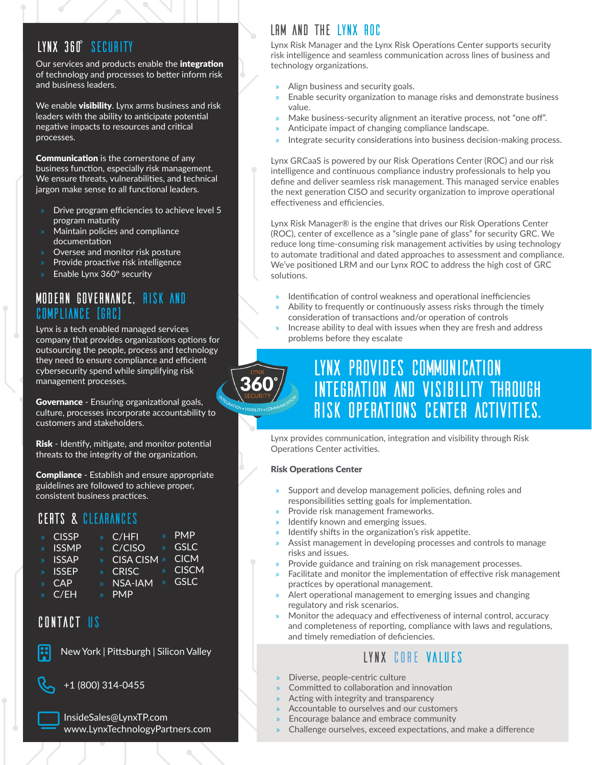## LYNX 360° SECURITY

Our services and products enable the **integration** of technology and processes to better inform risk and business leaders.

We enable **visibility**. Lynx arms business and risk leaders with the ability to anticipate potential negative impacts to resources and critical processes.

**Communication** is the cornerstone of any business function, especially risk management. We ensure threats, vulnerabilities, and technical jargon make sense to all functional leaders.

- Drive program efficiencies to achieve level 5 program maturity
- Maintain policies and compliance documentation
- Oversee and monitor risk posture
- Provide proactive risk intelligence
- Enable Lynx 360° security

## MODERN GOVERNANCE, RISK AND COMPLIANCE (GRC)

Lynx is a tech enabled managed services company that provides organizations options for outsourcing the people, process and technology they need to ensure compliance and efficient cybersecurity spend while simplifying risk management processes.

**Governance** - Ensuring organizational goals, culture, processes incorporate accountability to customers and stakeholders.

**Risk** - Identify, mitigate, and monitor potential threats to the integrity of the organization.

**Compliance** - Establish and ensure appropriate guidelines are followed to achieve proper, consistent business practices.

## CERTS & CLEARANCES

| | | |
|---|---|---|
| CISSP | C/HFI | PMP |
| ISSMP | C/CISO | GSLC |
| ISSAP | CISA CISM | CICM |
| ISSEP | CRISC | CISCM |
| CAP | NSA-IAM | GSLC |
| C/EH | PMP | |

## CONTACT US

New York | Pittsburgh | Silicon Valley

+1 (800) 314-0455

InsideSales@LynxTP.com
www.LynxTechnologyPartners.com

## LRM AND THE LYNX ROC

Lynx Risk Manager and the Lynx Risk Operations Center supports security risk intelligence and seamless communication across lines of business and technology organizations.

- Align business and security goals.
- Enable security organization to manage risks and demonstrate business value.
- Make business-security alignment an iterative process, not "one off".
- Anticipate impact of changing compliance landscape.
- Integrate security considerations into business decision-making process.

Lynx GRCaaS is powered by our Risk Operations Center (ROC) and our risk intelligence and continuous compliance industry professionals to help you define and deliver seamless risk management. This managed service enables the next generation CISO and security organization to improve operational effectiveness and efficiencies.

Lynx Risk Manager® is the engine that drives our Risk Operations Center (ROC), center of excellence as a "single pane of glass" for security GRC. We reduce long time-consuming risk management activities by using technology to automate traditional and dated approaches to assessment and compliance. We've positioned LRM and our Lynx ROC to address the high cost of GRC solutions.

- Identification of control weakness and operational inefficiencies
- Ability to frequently or continuously assess risks through the timely consideration of transactions and/or operation of controls
- Increase ability to deal with issues when they are fresh and address problems before they escalate

LYNX 360° SECURITY — INTEGRATION • VISIBILITY • COMMUNICATION

## LYNX PROVIDES COMMUNICATION INTEGRATION AND VISIBILITY THROUGH RISK OPERATIONS CENTER ACTIVITIES.

Lynx provides communication, integration and visibility through Risk Operations Center activities.

**Risk Operations Center**

- Support and develop management policies, defining roles and responsibilities setting goals for implementation.
- Provide risk management frameworks.
- Identify known and emerging issues.
- Identify shifts in the organization's risk appetite.
- Assist management in developing processes and controls to manage risks and issues.
- Provide guidance and training on risk management processes.
- Facilitate and monitor the implementation of effective risk management practices by operational management.
- Alert operational management to emerging issues and changing regulatory and risk scenarios.
- Monitor the adequacy and effectiveness of internal control, accuracy and completeness of reporting, compliance with laws and regulations, and timely remediation of deficiencies.

## LYNX CORE VALUES

- Diverse, people-centric culture
- Committed to collaboration and innovation
- Acting with integrity and transparency
- Accountable to ourselves and our customers
- Encourage balance and embrace community
- Challenge ourselves, exceed expectations, and make a difference